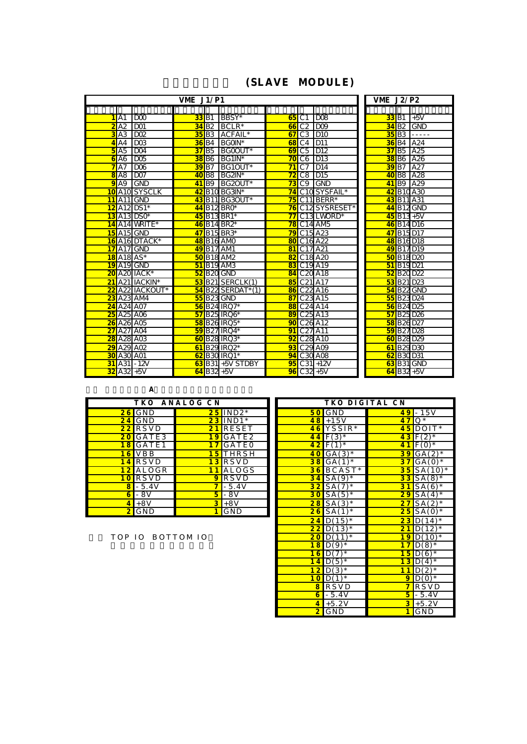## (SLAVE MODULE)

**VME J1/P1**

| | | | | | | | | |
|---|---|---|---|---|---|---|---|---|
| 1 | A1 | D00 | 33 | B1 | BBSY* | 65 | C1 | D08 |
| 2 | A2 | D01 | 34 | B2 | BCLR* | 66 | C2 | D09 |
| 3 | A3 | D02 | 35 | B3 | ACFAIL* | 67 | C3 | D10 |
| 4 | A4 | D03 | 36 | B4 | BG0IN* | 68 | C4 | D11 |
| 5 | A5 | D04 | 37 | B5 | BG0OUT* | 69 | C5 | D12 |
| 6 | A6 | D05 | 38 | B6 | BG1IN* | 70 | C6 | D13 |
| 7 | A7 | D06 | 39 | B7 | BG1OUT* | 71 | C7 | D14 |
| 8 | A8 | D07 | 40 | B8 | BG2IN* | 72 | C8 | D15 |
| 9 | A9 | GND | 41 | B9 | BG2OUT* | 73 | C9 | GND |
| 10 | A10 | SYSCLK | 42 | B10 | BG3IN* | 74 | C10 | SYSFAIL* |
| 11 | A11 | GND | 43 | B11 | BG3OUT* | 75 | C11 | BERR* |
| 12 | A12 | DS1* | 44 | B12 | BR0* | 76 | C12 | SYSRESET* |
| 13 | A13 | DS0* | 45 | B13 | BR1* | 77 | C13 | LWORD* |
| 14 | A14 | WRITE* | 46 | B14 | BR2* | 78 | C14 | AM5 |
| 15 | A15 | GND | 47 | B15 | BR3* | 79 | C15 | A23 |
| 16 | A16 | DTACK* | 48 | B16 | AM0 | 80 | C16 | A22 |
| 17 | A17 | GND | 49 | B17 | AM1 | 81 | C17 | A21 |
| 18 | A18 | AS* | 50 | B18 | AM2 | 82 | C18 | A20 |
| 19 | A19 | GND | 51 | B19 | AM3 | 83 | C19 | A19 |
| 20 | A20 | IACK* | 52 | B20 | GND | 84 | C20 | A18 |
| 21 | A21 | IACKIN* | 53 | B21 | SERCLK(1) | 85 | C21 | A17 |
| 22 | A22 | IACKOUT* | 54 | B22 | SERDAT*(1) | 86 | C22 | A16 |
| 23 | A23 | AM4 | 55 | B23 | GND | 87 | C23 | A15 |
| 24 | A24 | A07 | 56 | B24 | IRQ7* | 88 | C24 | A14 |
| 25 | A25 | A06 | 57 | B25 | IRQ6* | 89 | C25 | A13 |
| 26 | A26 | A05 | 58 | B26 | IRQ5* | 90 | C26 | A12 |
| 27 | A27 | A04 | 59 | B27 | IRQ4* | 91 | C27 | A11 |
| 28 | A28 | A03 | 60 | B28 | IRQ3* | 92 | C28 | A10 |
| 29 | A29 | A02 | 61 | B29 | IRQ2* | 93 | C29 | A09 |
| 30 | A30 | A01 | 62 | B30 | IRQ1* | 94 | C30 | A08 |
| 31 | A31 | -12V | 63 | B31 | +5V STDBY | 95 | C31 | +12V |
| 32 | A32 | +5V | 64 | B32 | +5V | 96 | C32 | +5V |

**VME J2/P2**

| | | |
|---|---|---|
| 33 | B1 | +5V |
| 34 | B2 | GND |
| 35 | B3 | ----- |
| 36 | B4 | A24 |
| 37 | B5 | A25 |
| 38 | B6 | A26 |
| 39 | B7 | A27 |
| 40 | B8 | A28 |
| 41 | B9 | A29 |
| 42 | B10 | A30 |
| 43 | B11 | A31 |
| 44 | B12 | GND |
| 45 | B13 | +5V |
| 46 | B14 | D16 |
| 47 | B15 | D17 |
| 48 | B16 | D18 |
| 49 | B17 | D19 |
| 50 | B18 | D20 |
| 51 | B19 | D21 |
| 52 | B20 | D22 |
| 53 | B21 | D23 |
| 54 | B22 | GND |
| 55 | B23 | D24 |
| 56 | B24 | D25 |
| 57 | B25 | D26 |
| 58 | B26 | D27 |
| 59 | B27 | D28 |
| 60 | B28 | D29 |
| 61 | B29 | D30 |
| 62 | B30 | D31 |
| 63 | B31 | GND |
| 64 | B32 | +5V |

A

**TKO ANALOG CN**

| | | | |
|---|---|---|---|
| 26 | GND | 25 | IND2* |
| 24 | GND | 23 | IND1* |
| 22 | RSVD | 21 | RESET |
| 20 | GATE3 | 19 | GATE2 |
| 18 | GATE1 | 17 | GATE0 |
| 16 | VBB | 15 | THRSH |
| 14 | RSVD | 13 | RSVD |
| 12 | ALOGR | 11 | ALOGS |
| 10 | RSVD | 9 | RSVD |
| 8 | -5.4V | 7 | -5.4V |
| 6 | -8V | 5 | -8V |
| 4 | +8V | 3 | +8V |
| 2 | GND | 1 | GND |

TOP IO BOTTOM IO

**TKO DIGITAL CN**

| | | | |
|---|---|---|---|
| 50 | GND | 49 | -15V |
| 48 | +15V | 47 | Q* |
| 46 | YSSIR* | 45 | DOIT* |
| 44 | F(3)* | 43 | F(2)* |
| 42 | F(1)* | 41 | F(0)* |
| 40 | GA(3)* | 39 | GA(2)* |
| 38 | GA(1)* | 37 | GA(0)* |
| 36 | BCAST* | 35 | SA(10)* |
| 34 | SA(9)* | 33 | SA(8)* |
| 32 | SA(7)* | 31 | SA(6)* |
| 30 | SA(5)* | 29 | SA(4)* |
| 28 | SA(3)* | 27 | SA(2)* |
| 26 | SA(1)* | 25 | SA(0)* |
| 24 | D(15)* | 23 | D(14)* |
| 22 | D(13)* | 21 | D(12)* |
| 20 | D(11)* | 19 | D(10)* |
| 18 | D(9)* | 17 | D(8)* |
| 16 | D(7)* | 15 | D(6)* |
| 14 | D(5)* | 13 | D(4)* |
| 12 | D(3)* | 11 | D(2)* |
| 10 | D(1)* | 9 | D(0)* |
| 8 | RSVD | 7 | RSVD |
| 6 | -5.4V | 5 | -5.4V |
| 4 | +5.2V | 3 | +5.2V |
| 2 | GND | 1 | GND |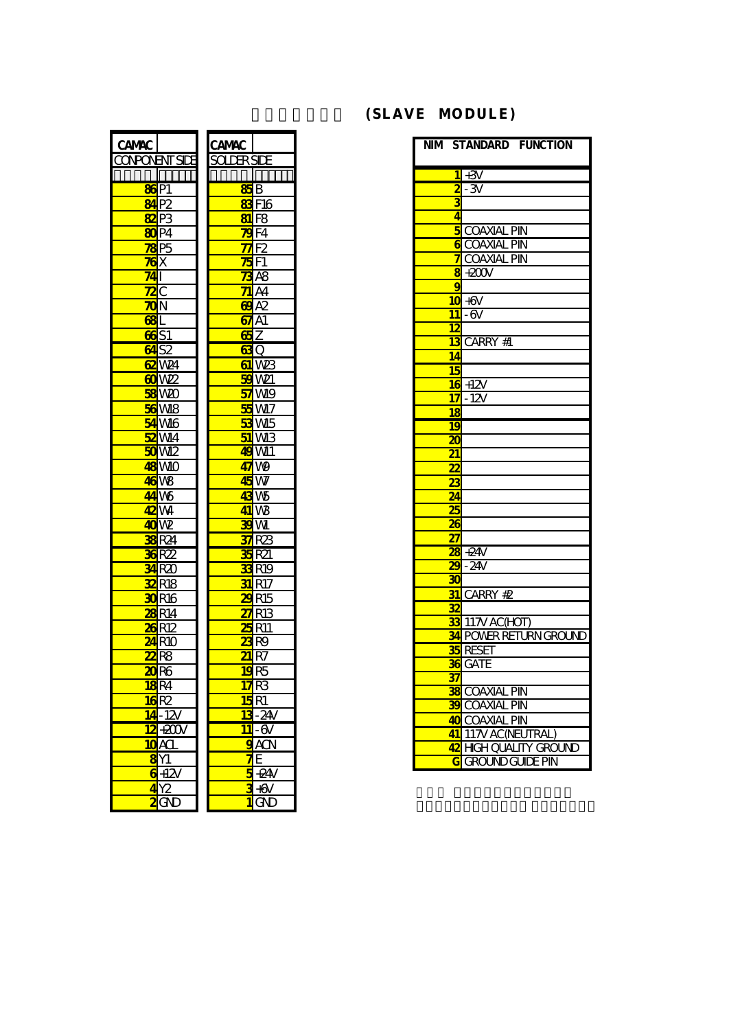# (SLAVE MODULE)

| CAMAC COMPONENT SIDE | | CAMAC SOLDER SIDE | |
|---|---|---|---|
| 86 | P1 | 85 | B |
| 84 | P2 | 83 | F16 |
| 82 | P3 | 81 | F8 |
| 80 | P4 | 79 | F4 |
| 78 | P5 | 77 | F2 |
| 76 | X | 75 | F1 |
| 74 | I | 73 | A8 |
| 72 | C | 71 | A4 |
| 70 | N | 69 | A2 |
| 68 | L | 67 | A1 |
| 66 | S1 | 65 | Z |
| 64 | S2 | 63 | Q |
| 62 | W24 | 61 | W23 |
| 60 | W22 | 59 | W21 |
| 58 | W20 | 57 | W19 |
| 56 | W18 | 55 | W17 |
| 54 | W16 | 53 | W15 |
| 52 | W14 | 51 | W13 |
| 50 | W12 | 49 | W11 |
| 48 | W10 | 47 | W9 |
| 46 | W8 | 45 | W7 |
| 44 | W6 | 43 | W5 |
| 42 | W4 | 41 | W3 |
| 40 | W2 | 39 | W1 |
| 38 | R24 | 37 | R23 |
| 36 | R22 | 35 | R21 |
| 34 | R20 | 33 | R19 |
| 32 | R18 | 31 | R17 |
| 30 | R16 | 29 | R15 |
| 28 | R14 | 27 | R13 |
| 26 | R12 | 25 | R11 |
| 24 | R10 | 23 | R9 |
| 22 | R8 | 21 | R7 |
| 20 | R6 | 19 | R5 |
| 18 | R4 | 17 | R3 |
| 16 | R2 | 15 | R1 |
| 14 | -12V | 13 | -24V |
| 12 | +200V | 11 | -6V |
| 10 | ACL | 9 | ACN |
| 8 | Y1 | 7 | E |
| 6 | +12V | 5 | +24V |
| 4 | Y2 | 3 | +6V |
| 2 | GND | 1 | GND |

| NIM STANDARD FUNCTION | |
|---|---|
| 1 | +3V |
| 2 | -3V |
| 3 | |
| 4 | |
| 5 | COAXIAL PIN |
| 6 | COAXIAL PIN |
| 7 | COAXIAL PIN |
| 8 | +200V |
| 9 | |
| 10 | +6V |
| 11 | -6V |
| 12 | |
| 13 | CARRY #1 |
| 14 | |
| 15 | |
| 16 | +12V |
| 17 | -12V |
| 18 | |
| 19 | |
| 20 | |
| 21 | |
| 22 | |
| 23 | |
| 24 | |
| 25 | |
| 26 | |
| 27 | |
| 28 | +24V |
| 29 | -24V |
| 30 | |
| 31 | CARRY #2 |
| 32 | |
| 33 | 117V AC(HOT) |
| 34 | POWER RETURN GROUND |
| 35 | RESET |
| 36 | GATE |
| 37 | |
| 38 | COAXIAL PIN |
| 39 | COAXIAL PIN |
| 40 | COAXIAL PIN |
| 41 | 117V AC(NEUTRAL) |
| 42 | HIGH QUALITY GROUND |
| G | GROUND GUIDE PIN |